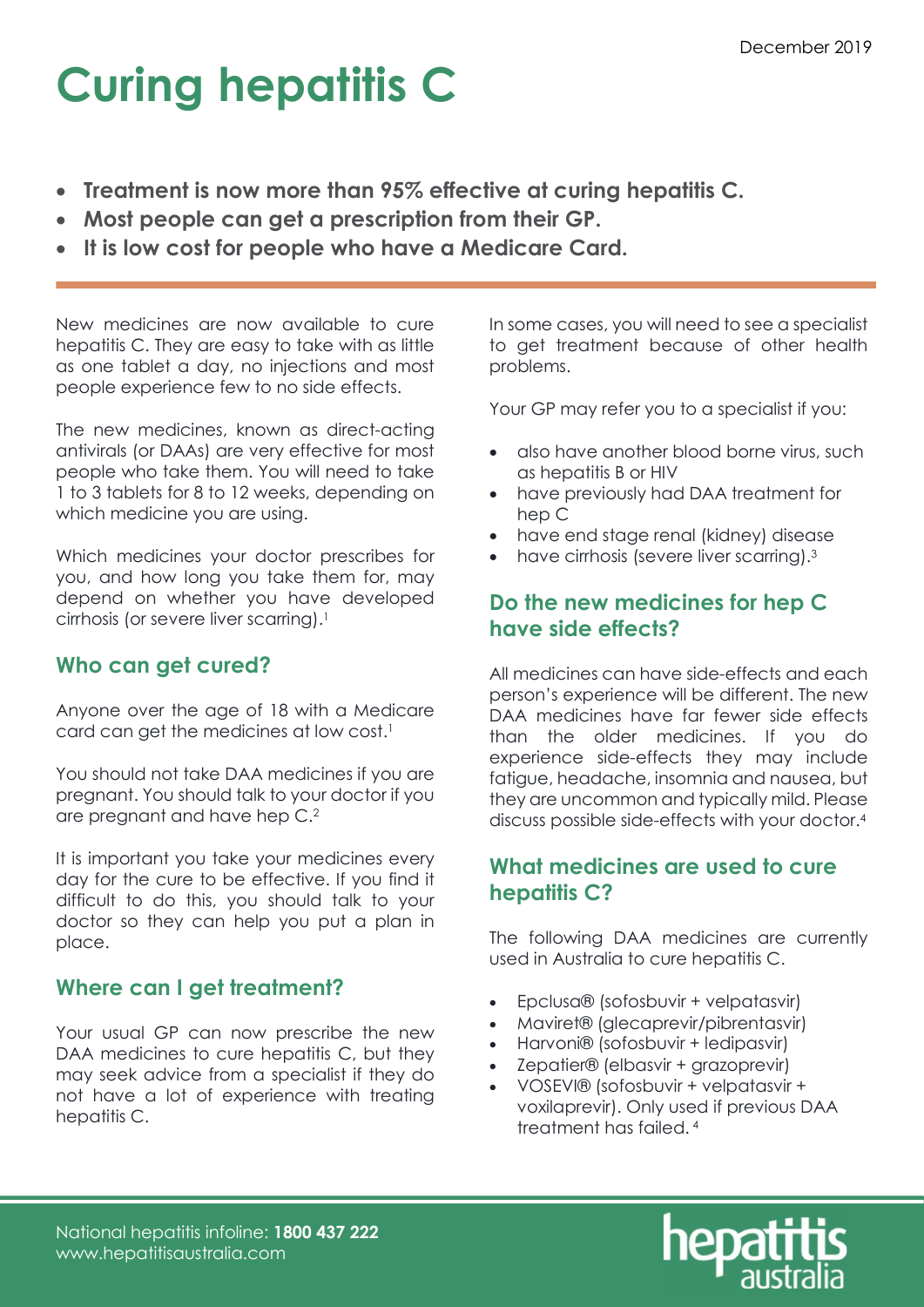December 2019

# Curing hepatitis C

- **Treatment is now more than 95% effective at curing hepatitis C.**
- **Most people can get a prescription from their GP.**
- **It is low cost for people who have a Medicare Card.**

New medicines are now available to cure hepatitis C. They are easy to take with as little as one tablet a day, no injections and most people experience few to no side effects.

The new medicines, known as direct-acting antivirals (or DAAs) are very effective for most people who take them. You will need to take 1 to 3 tablets for 8 to 12 weeks, depending on which medicine you are using.

Which medicines your doctor prescribes for you, and how long you take them for, may depend on whether you have developed cirrhosis (or severe liver scarring).[1]

## Who can get cured?

Anyone over the age of 18 with a Medicare card can get the medicines at low cost.[1]

You should not take DAA medicines if you are pregnant. You should talk to your doctor if you are pregnant and have hep C.[2]

It is important you take your medicines every day for the cure to be effective. If you find it difficult to do this, you should talk to your doctor so they can help you put a plan in place.

## Where can I get treatment?

Your usual GP can now prescribe the new DAA medicines to cure hepatitis C, but they may seek advice from a specialist if they do not have a lot of experience with treating hepatitis C.

In some cases, you will need to see a specialist to get treatment because of other health problems.

Your GP may refer you to a specialist if you:

- also have another blood borne virus, such as hepatitis B or HIV
- have previously had DAA treatment for hep C
- have end stage renal (kidney) disease
- have cirrhosis (severe liver scarring).[3]

## Do the new medicines for hep C have side effects?

All medicines can have side-effects and each person's experience will be different. The new DAA medicines have far fewer side effects than the older medicines. If you do experience side-effects they may include fatigue, headache, insomnia and nausea, but they are uncommon and typically mild. Please discuss possible side-effects with your doctor.[4]

## What medicines are used to cure hepatitis C?

The following DAA medicines are currently used in Australia to cure hepatitis C.

- Epclusa® (sofosbuvir + velpatasvir)
- Maviret® (glecaprevir/pibrentasvir)
- Harvoni® (sofosbuvir + ledipasvir)
- Zepatier® (elbasvir + grazoprevir)
- VOSEVI® (sofosbuvir + velpatasvir + voxilaprevir). Only used if previous DAA treatment has failed.[4]

National hepatitis infoline: **1800 437 222**
www.hepatitisaustralia.com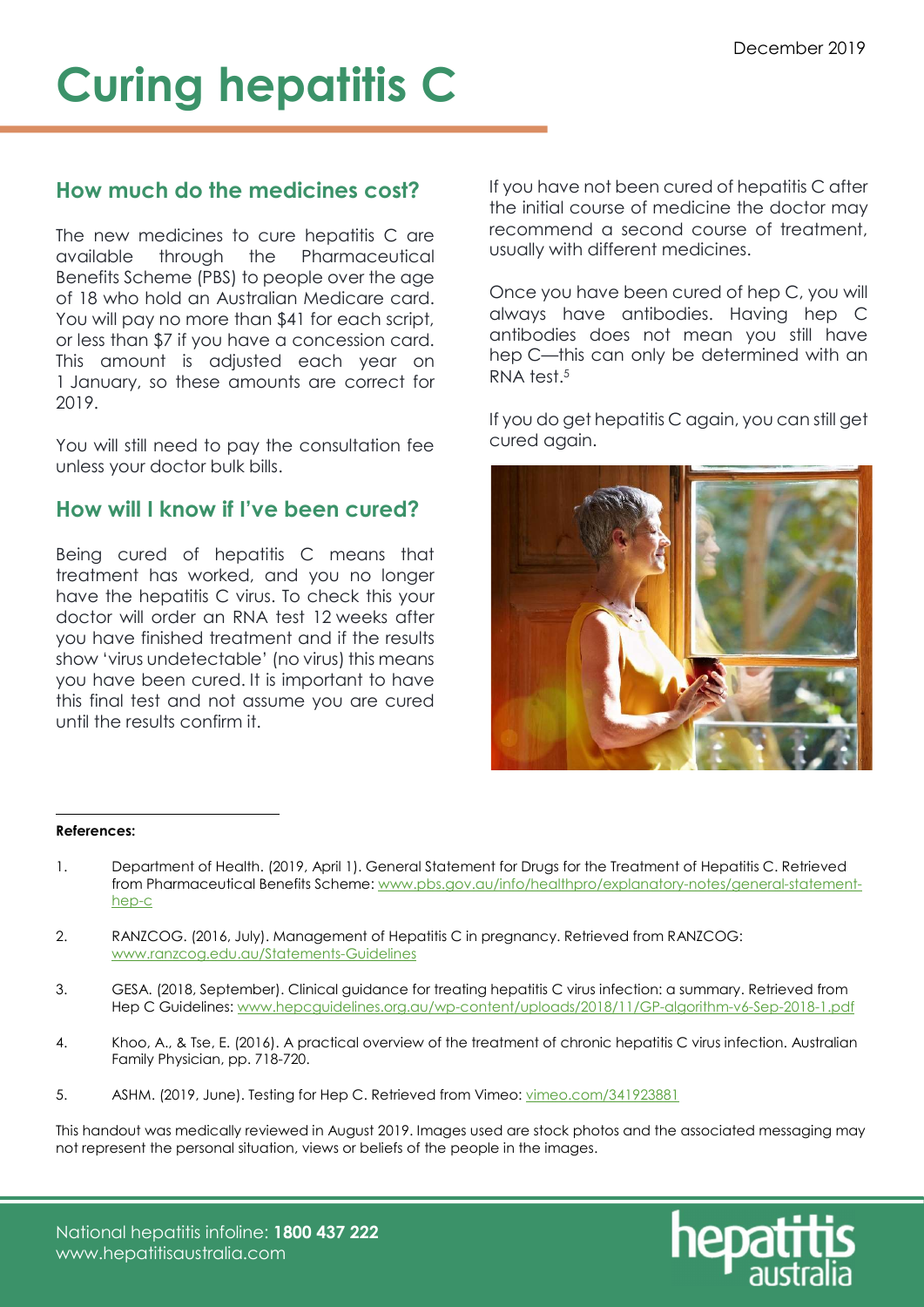December 2019

# Curing hepatitis C

## How much do the medicines cost?

The new medicines to cure hepatitis C are available through the Pharmaceutical Benefits Scheme (PBS) to people over the age of 18 who hold an Australian Medicare card. You will pay no more than $41 for each script, or less than $7 if you have a concession card. This amount is adjusted each year on 1 January, so these amounts are correct for 2019.

You will still need to pay the consultation fee unless your doctor bulk bills.

## How will I know if I've been cured?

Being cured of hepatitis C means that treatment has worked, and you no longer have the hepatitis C virus. To check this your doctor will order an RNA test 12 weeks after you have finished treatment and if the results show 'virus undetectable' (no virus) this means you have been cured. It is important to have this final test and not assume you are cured until the results confirm it.

If you have not been cured of hepatitis C after the initial course of medicine the doctor may recommend a second course of treatment, usually with different medicines.

Once you have been cured of hep C, you will always have antibodies. Having hep C antibodies does not mean you still have hep C—this can only be determined with an RNA test.[5]

If you do get hepatitis C again, you can still get cured again.

**References:**

1. Department of Health. (2019, April 1). General Statement for Drugs for the Treatment of Hepatitis C. Retrieved from Pharmaceutical Benefits Scheme: www.pbs.gov.au/info/healthpro/explanatory-notes/general-statement-hep-c
2. RANZCOG. (2016, July). Management of Hepatitis C in pregnancy. Retrieved from RANZCOG: www.ranzcog.edu.au/Statements-Guidelines
3. GESA. (2018, September). Clinical guidance for treating hepatitis C virus infection: a summary. Retrieved from Hep C Guidelines: www.hepcguidelines.org.au/wp-content/uploads/2018/11/GP-algorithm-v6-Sep-2018-1.pdf
4. Khoo, A., & Tse, E. (2016). A practical overview of the treatment of chronic hepatitis C virus infection. Australian Family Physician, pp. 718-720.
5. ASHM. (2019, June). Testing for Hep C. Retrieved from Vimeo: vimeo.com/341923881

This handout was medically reviewed in August 2019. Images used are stock photos and the associated messaging may not represent the personal situation, views or beliefs of the people in the images.

National hepatitis infoline: **1800 437 222**
www.hepatitisaustralia.com

hepatitis australia